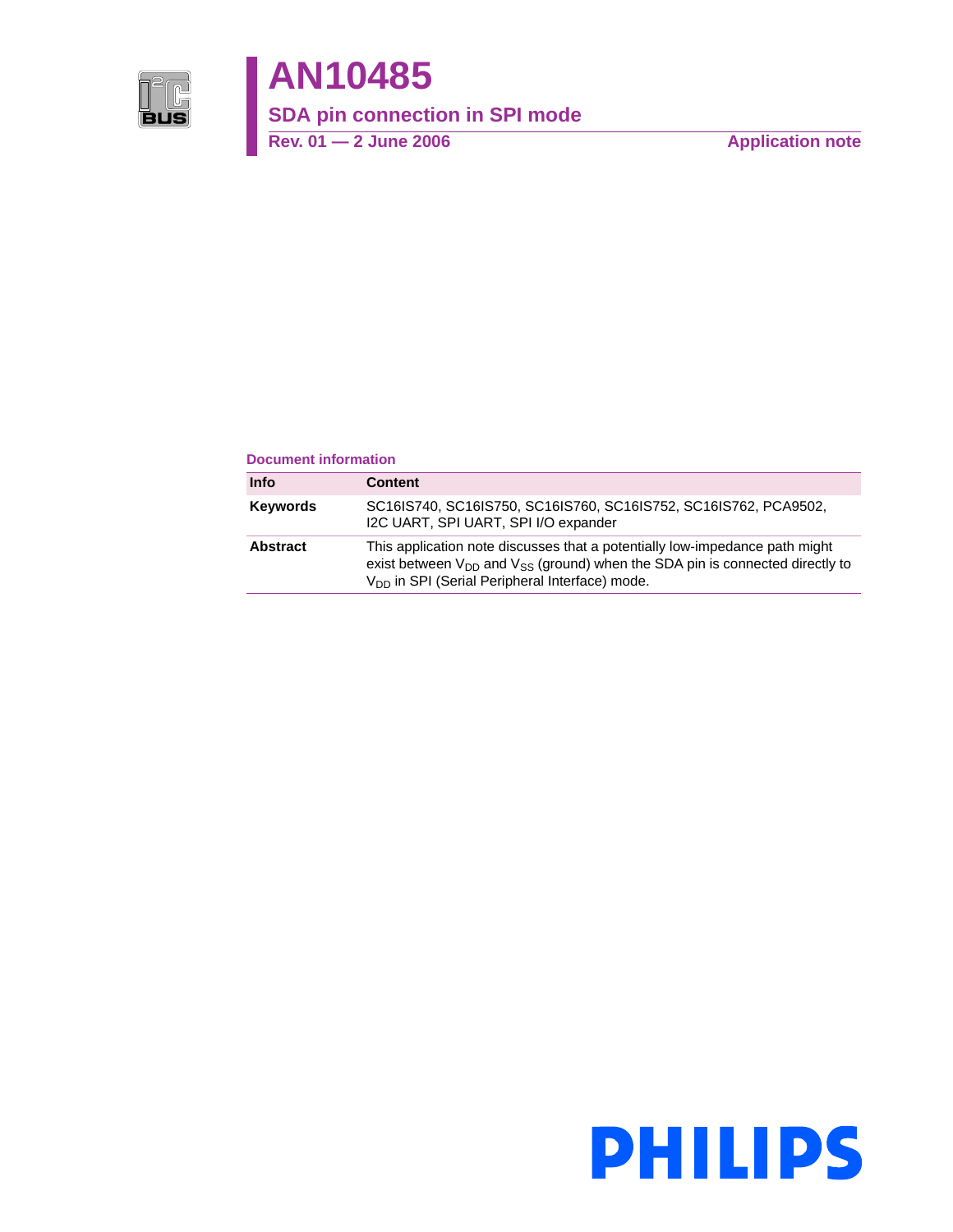# AN10485

## SDA pin connection in SPI mode

**Rev. 01 — 2 June 2006** **Application note**

**Document information**

| Info | Content |
| --- | --- |
| **Keywords** | SC16IS740, SC16IS750, SC16IS760, SC16IS752, SC16IS762, PCA9502, I2C UART, SPI UART, SPI I/O expander |
| **Abstract** | This application note discusses that a potentially low-impedance path might exist between $V_{DD}$ and $V_{SS}$ (ground) when the SDA pin is connected directly to $V_{DD}$ in SPI (Serial Peripheral Interface) mode. |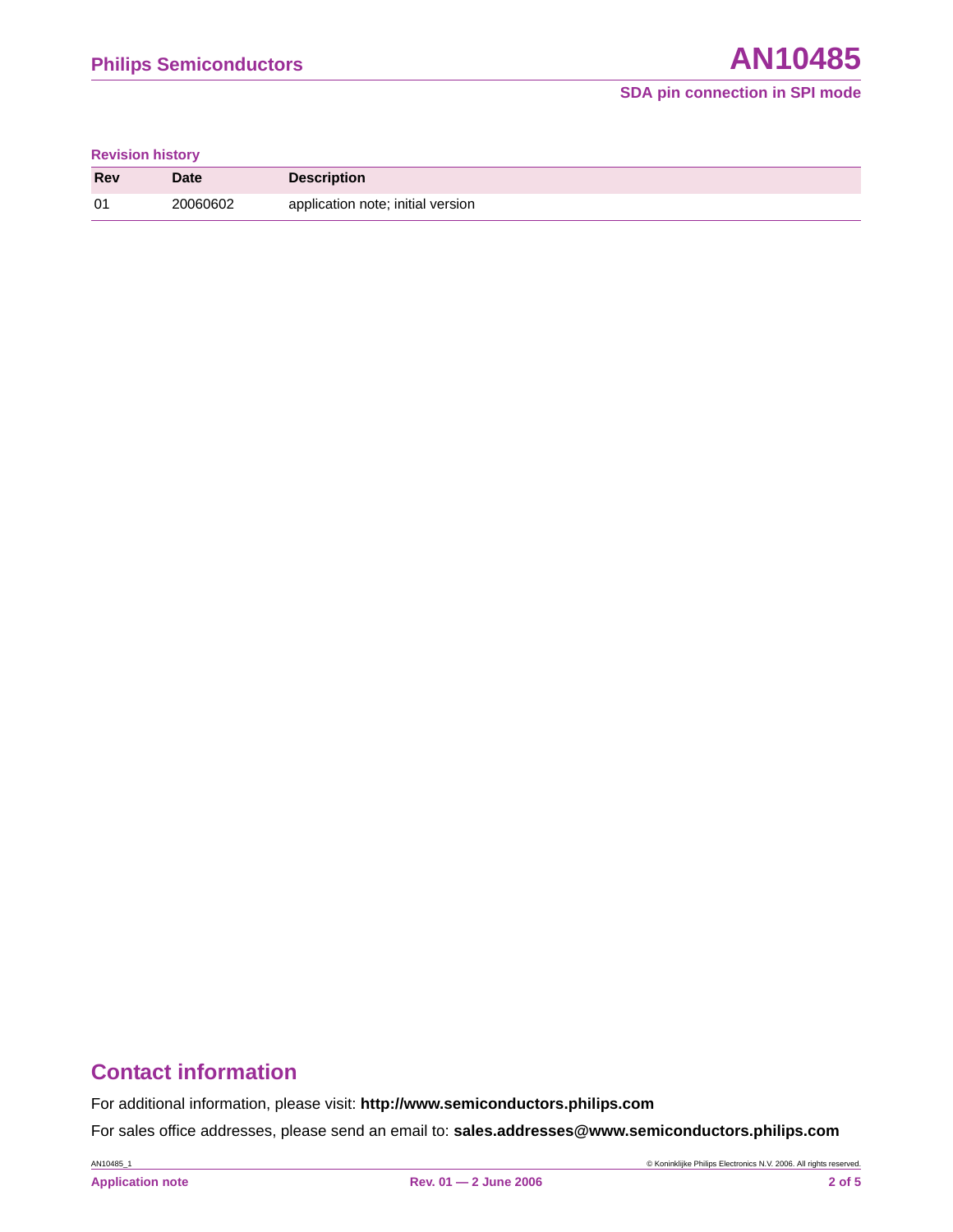**Revision history**

| Rev | Date | Description |
| --- | --- | --- |
| 01 | 20060602 | application note; initial version |

## Contact information

For additional information, please visit: **http://www.semiconductors.philips.com**

For sales office addresses, please send an email to: **sales.addresses@www.semiconductors.philips.com**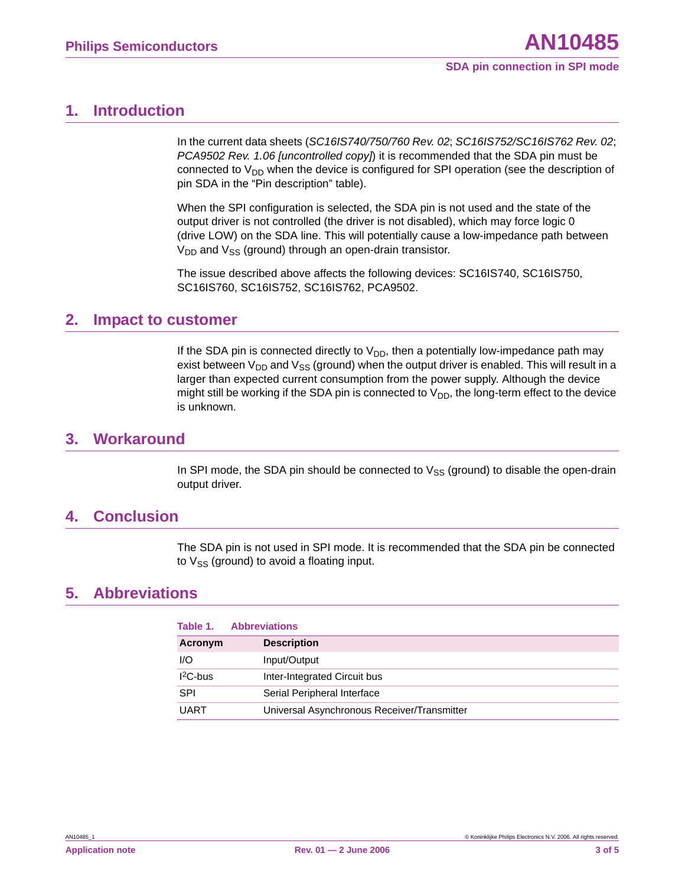## 1. Introduction

In the current data sheets (*SC16IS740/750/760 Rev. 02*; *SC16IS752/SC16IS762 Rev. 02*; *PCA9502 Rev. 1.06 [uncontrolled copy]*) it is recommended that the SDA pin must be connected to $V_{DD}$ when the device is configured for SPI operation (see the description of pin SDA in the “Pin description” table).

When the SPI configuration is selected, the SDA pin is not used and the state of the output driver is not controlled (the driver is not disabled), which may force logic 0 (drive LOW) on the SDA line. This will potentially cause a low-impedance path between $V_{DD}$ and $V_{SS}$ (ground) through an open-drain transistor.

The issue described above affects the following devices: SC16IS740, SC16IS750, SC16IS760, SC16IS752, SC16IS762, PCA9502.

## 2. Impact to customer

If the SDA pin is connected directly to $V_{DD}$, then a potentially low-impedance path may exist between $V_{DD}$ and $V_{SS}$ (ground) when the output driver is enabled. This will result in a larger than expected current consumption from the power supply. Although the device might still be working if the SDA pin is connected to $V_{DD}$, the long-term effect to the device is unknown.

## 3. Workaround

In SPI mode, the SDA pin should be connected to $V_{SS}$ (ground) to disable the open-drain output driver.

## 4. Conclusion

The SDA pin is not used in SPI mode. It is recommended that the SDA pin be connected to $V_{SS}$ (ground) to avoid a floating input.

## 5. Abbreviations

**Table 1. Abbreviations**

| Acronym | Description |
|---|---|
| I/O | Input/Output |
| $I^2C$-bus | Inter-Integrated Circuit bus |
| SPI | Serial Peripheral Interface |
| UART | Universal Asynchronous Receiver/Transmitter |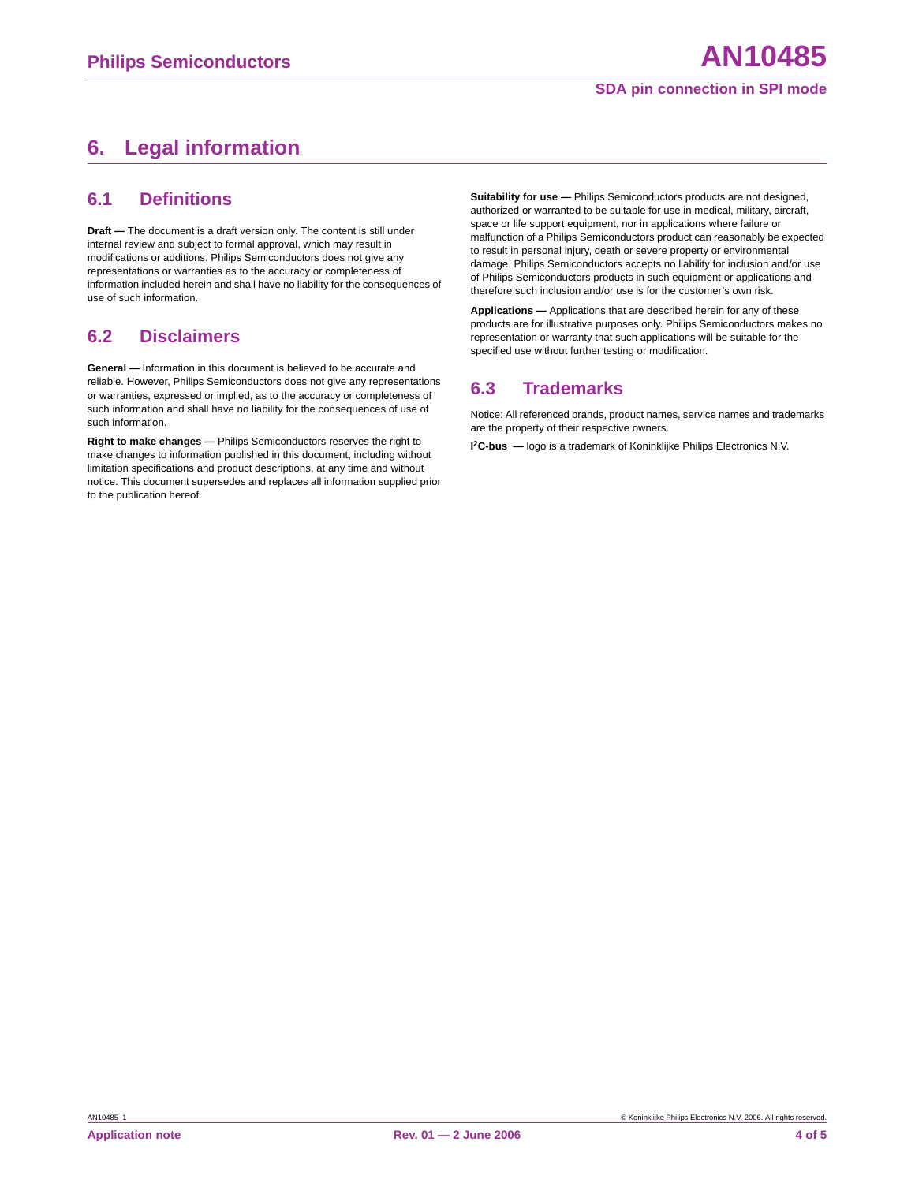# 6. Legal information

## 6.1 Definitions

**Draft —** The document is a draft version only. The content is still under internal review and subject to formal approval, which may result in modifications or additions. Philips Semiconductors does not give any representations or warranties as to the accuracy or completeness of information included herein and shall have no liability for the consequences of use of such information.

## 6.2 Disclaimers

**General —** Information in this document is believed to be accurate and reliable. However, Philips Semiconductors does not give any representations or warranties, expressed or implied, as to the accuracy or completeness of such information and shall have no liability for the consequences of use of such information.

**Right to make changes —** Philips Semiconductors reserves the right to make changes to information published in this document, including without limitation specifications and product descriptions, at any time and without notice. This document supersedes and replaces all information supplied prior to the publication hereof.

**Suitability for use —** Philips Semiconductors products are not designed, authorized or warranted to be suitable for use in medical, military, aircraft, space or life support equipment, nor in applications where failure or malfunction of a Philips Semiconductors product can reasonably be expected to result in personal injury, death or severe property or environmental damage. Philips Semiconductors accepts no liability for inclusion and/or use of Philips Semiconductors products in such equipment or applications and therefore such inclusion and/or use is for the customer's own risk.

**Applications —** Applications that are described herein for any of these products are for illustrative purposes only. Philips Semiconductors makes no representation or warranty that such applications will be suitable for the specified use without further testing or modification.

## 6.3 Trademarks

Notice: All referenced brands, product names, service names and trademarks are the property of their respective owners.

**I²C-bus —** logo is a trademark of Koninklijke Philips Electronics N.V.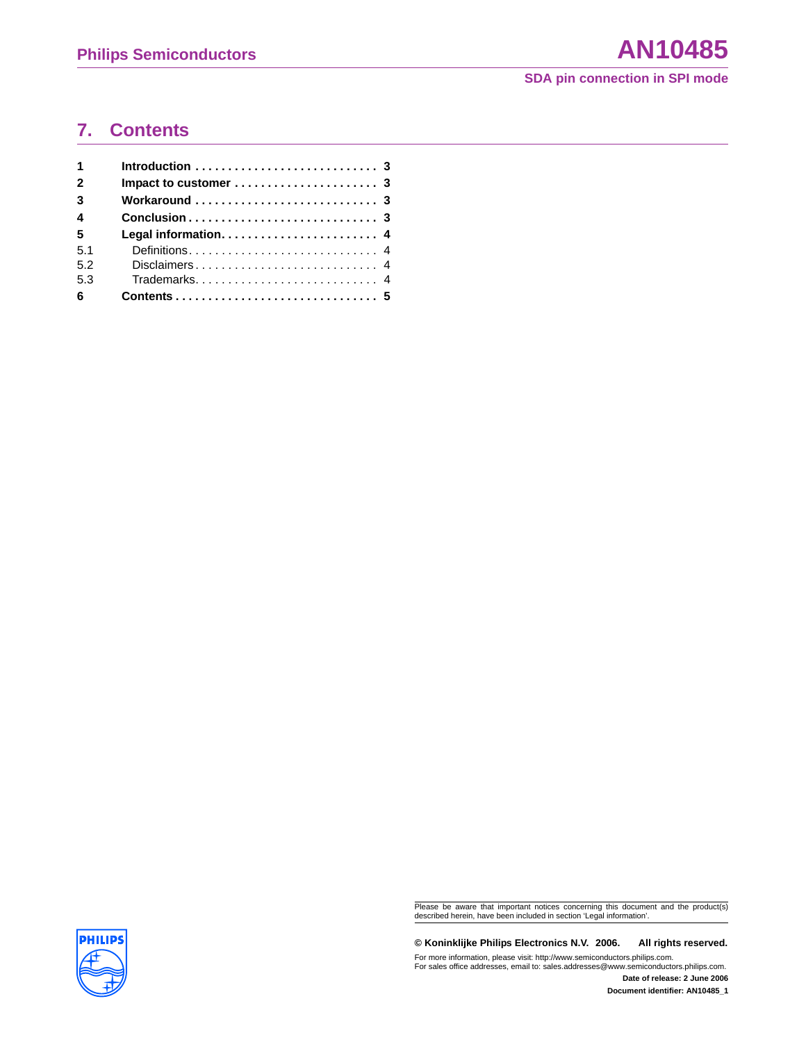## 7. Contents

| | | |
|---|---|---|
| **1** | **Introduction** | **3** |
| **2** | **Impact to customer** | **3** |
| **3** | **Workaround** | **3** |
| **4** | **Conclusion** | **3** |
| **5** | **Legal information** | **4** |
| 5.1 | Definitions | 4 |
| 5.2 | Disclaimers | 4 |
| 5.3 | Trademarks | 4 |
| **6** | **Contents** | **5** |

Please be aware that important notices concerning this document and the product(s) described herein, have been included in section 'Legal information'.

**© Koninklijke Philips Electronics N.V. 2006. All rights reserved.**

For more information, please visit: http://www.semiconductors.philips.com.
For sales office addresses, email to: sales.addresses@www.semiconductors.philips.com.

**Date of release: 2 June 2006**

**Document identifier: AN10485_1**